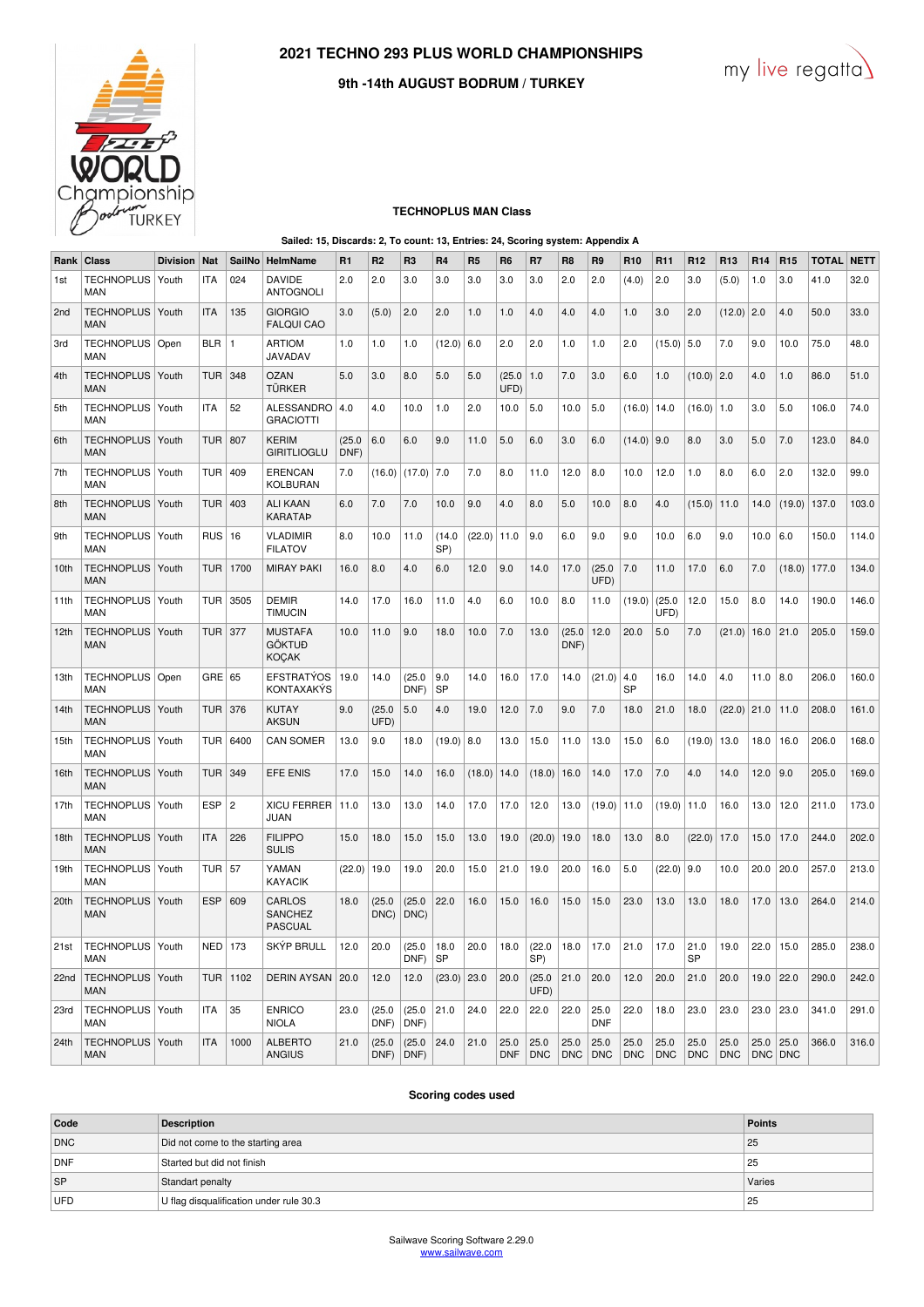# 2021 TECHNO 293 PLUS WORLD CHAMPIONSHIPS

## 9th -14th AUGUST BODRUM / TURKEY

### TECHNOPLUS MAN Class

Sailed: 15, Discards: 2, To count: 13, Entries: 24, Scoring system: Appendix A

| Rank | Class | Division | Nat | SailNo | HelmName | R1 | R2 | R3 | R4 | R5 | R6 | R7 | R8 | R9 | R10 | R11 | R12 | R13 | R14 | R15 | TOTAL | NETT |
|---|---|---|---|---|---|---|---|---|---|---|---|---|---|---|---|---|---|---|---|---|---|---|
| 1st | TECHNOPLUS MAN | Youth | ITA | 024 | DAVIDE ANTOGNOLI | 2.0 | 2.0 | 3.0 | 3.0 | 3.0 | 3.0 | 3.0 | 2.0 | 2.0 | (4.0) | 2.0 | 3.0 | (5.0) | 1.0 | 3.0 | 41.0 | 32.0 |
| 2nd | TECHNOPLUS MAN | Youth | ITA | 135 | GIORGIO FALQUI CAO | 3.0 | (5.0) | 2.0 | 2.0 | 1.0 | 1.0 | 4.0 | 4.0 | 4.0 | 1.0 | 3.0 | 2.0 | (12.0) | 2.0 | 4.0 | 50.0 | 33.0 |
| 3rd | TECHNOPLUS MAN | Open | BLR | 1 | ARTIOM JAVADAV | 1.0 | 1.0 | 1.0 | (12.0) | 6.0 | 2.0 | 2.0 | 1.0 | 1.0 | 2.0 | (15.0) | 5.0 | 7.0 | 9.0 | 10.0 | 75.0 | 48.0 |
| 4th | TECHNOPLUS MAN | Youth | TUR | 348 | OZAN TÜRKER | 5.0 | 3.0 | 8.0 | 5.0 | 5.0 | (25.0 UFD) | 1.0 | 7.0 | 3.0 | 6.0 | 1.0 | (10.0) | 2.0 | 4.0 | 1.0 | 86.0 | 51.0 |
| 5th | TECHNOPLUS MAN | Youth | ITA | 52 | ALESSANDRO GRACIOTTI | 4.0 | 4.0 | 10.0 | 1.0 | 2.0 | 10.0 | 5.0 | 10.0 | 5.0 | (16.0) | 14.0 | (16.0) | 1.0 | 3.0 | 5.0 | 106.0 | 74.0 |
| 6th | TECHNOPLUS MAN | Youth | TUR | 807 | KERIM GIRITLIOGLU | (25.0 DNF) | 6.0 | 6.0 | 9.0 | 11.0 | 5.0 | 6.0 | 3.0 | 6.0 | (14.0) | 9.0 | 8.0 | 3.0 | 5.0 | 7.0 | 123.0 | 84.0 |
| 7th | TECHNOPLUS MAN | Youth | TUR | 409 | ERENCAN KOLBURAN | 7.0 | (16.0) | (17.0) | 7.0 | 7.0 | 8.0 | 11.0 | 12.0 | 8.0 | 10.0 | 12.0 | 1.0 | 8.0 | 6.0 | 2.0 | 132.0 | 99.0 |
| 8th | TECHNOPLUS MAN | Youth | TUR | 403 | ALI KAAN KARATAÞ | 6.0 | 7.0 | 7.0 | 10.0 | 9.0 | 4.0 | 8.0 | 5.0 | 10.0 | 8.0 | 4.0 | (15.0) | 11.0 | 14.0 | (19.0) | 137.0 | 103.0 |
| 9th | TECHNOPLUS MAN | Youth | RUS | 16 | VLADIMIR FILATOV | 8.0 | 10.0 | 11.0 | (14.0 SP) | (22.0) | 11.0 | 9.0 | 6.0 | 9.0 | 9.0 | 10.0 | 6.0 | 9.0 | 10.0 | 6.0 | 150.0 | 114.0 |
| 10th | TECHNOPLUS MAN | Youth | TUR | 1700 | MIRAY ÞAKI | 16.0 | 8.0 | 4.0 | 6.0 | 12.0 | 9.0 | 14.0 | 17.0 | (25.0 UFD) | 7.0 | 11.0 | 17.0 | 6.0 | 7.0 | (18.0) | 177.0 | 134.0 |
| 11th | TECHNOPLUS MAN | Youth | TUR | 3505 | DEMIR TIMUCIN | 14.0 | 17.0 | 16.0 | 11.0 | 4.0 | 6.0 | 10.0 | 8.0 | 11.0 | (19.0) | (25.0 UFD) | 12.0 | 15.0 | 8.0 | 14.0 | 190.0 | 146.0 |
| 12th | TECHNOPLUS MAN | Youth | TUR | 377 | MUSTAFA GÖKTUĞ KOÇAK | 10.0 | 11.0 | 9.0 | 18.0 | 10.0 | 7.0 | 13.0 | (25.0 DNF) | 12.0 | 20.0 | 5.0 | 7.0 | (21.0) | 16.0 | 21.0 | 205.0 | 159.0 |
| 13th | TECHNOPLUS MAN | Open | GRE | 65 | EFSTRATÝOS KONTAXAKÝS | 19.0 | 14.0 | (25.0 DNF) | 9.0 SP | 14.0 | 16.0 | 17.0 | 14.0 | (21.0) | 4.0 SP | 16.0 | 14.0 | 4.0 | 11.0 | 8.0 | 206.0 | 160.0 |
| 14th | TECHNOPLUS MAN | Youth | TUR | 376 | KUTAY AKSUN | 9.0 | (25.0 UFD) | 5.0 | 4.0 | 19.0 | 12.0 | 7.0 | 9.0 | 7.0 | 18.0 | 21.0 | 18.0 | (22.0) | 21.0 | 11.0 | 208.0 | 161.0 |
| 15th | TECHNOPLUS MAN | Youth | TUR | 6400 | CAN SOMER | 13.0 | 9.0 | 18.0 | (19.0) | 8.0 | 13.0 | 15.0 | 11.0 | 13.0 | 15.0 | 6.0 | (19.0) | 13.0 | 18.0 | 16.0 | 206.0 | 168.0 |
| 16th | TECHNOPLUS MAN | Youth | TUR | 349 | EFE ENIS | 17.0 | 15.0 | 14.0 | 16.0 | (18.0) | 14.0 | (18.0) | 16.0 | 14.0 | 17.0 | 7.0 | 4.0 | 14.0 | 12.0 | 9.0 | 205.0 | 169.0 |
| 17th | TECHNOPLUS MAN | Youth | ESP | 2 | XICU FERRER JUAN | 11.0 | 13.0 | 13.0 | 14.0 | 17.0 | 17.0 | 12.0 | 13.0 | (19.0) | 11.0 | (19.0) | 11.0 | 16.0 | 13.0 | 12.0 | 211.0 | 173.0 |
| 18th | TECHNOPLUS MAN | Youth | ITA | 226 | FILIPPO SULIS | 15.0 | 18.0 | 15.0 | 15.0 | 13.0 | 19.0 | (20.0) | 19.0 | 18.0 | 13.0 | 8.0 | (22.0) | 17.0 | 15.0 | 17.0 | 244.0 | 202.0 |
| 19th | TECHNOPLUS MAN | Youth | TUR | 57 | YAMAN KAYACIK | (22.0) | 19.0 | 19.0 | 20.0 | 15.0 | 21.0 | 19.0 | 20.0 | 16.0 | 5.0 | (22.0) | 9.0 | 10.0 | 20.0 | 20.0 | 257.0 | 213.0 |
| 20th | TECHNOPLUS MAN | Youth | ESP | 609 | CARLOS SANCHEZ PASCUAL | 18.0 | (25.0 DNC) | (25.0 DNC) | 22.0 | 16.0 | 15.0 | 16.0 | 15.0 | 15.0 | 23.0 | 13.0 | 13.0 | 18.0 | 17.0 | 13.0 | 264.0 | 214.0 |
| 21st | TECHNOPLUS MAN | Youth | NED | 173 | SKÝP BRULL | 12.0 | 20.0 | (25.0 DNF) | 18.0 SP | 20.0 | 18.0 | (22.0 SP) | 18.0 | 17.0 | 21.0 | 17.0 | 21.0 SP | 19.0 | 22.0 | 15.0 | 285.0 | 238.0 |
| 22nd | TECHNOPLUS MAN | Youth | TUR | 1102 | DERIN AYSAN | 20.0 | 12.0 | 12.0 | (23.0) | 23.0 | 20.0 | (25.0 UFD) | 21.0 | 20.0 | 12.0 | 20.0 | 21.0 | 20.0 | 19.0 | 22.0 | 290.0 | 242.0 |
| 23rd | TECHNOPLUS MAN | Youth | ITA | 35 | ENRICO NIOLA | 23.0 | (25.0 DNF) | (25.0 DNF) | 21.0 | 24.0 | 22.0 | 22.0 | 22.0 | 25.0 DNF | 22.0 | 18.0 | 23.0 | 23.0 | 23.0 | 23.0 | 341.0 | 291.0 |
| 24th | TECHNOPLUS MAN | Youth | ITA | 1000 | ALBERTO ANGIUS | 21.0 | (25.0 DNF) | (25.0 DNF) | 24.0 | 21.0 | 25.0 DNF | 25.0 DNC | 25.0 DNC | 25.0 DNC | 25.0 DNC | 25.0 DNC | 25.0 DNC | 25.0 DNC | 25.0 DNC | 25.0 DNC | 366.0 | 316.0 |

### Scoring codes used

| Code | Description | Points |
|---|---|---|
| DNC | Did not come to the starting area | 25 |
| DNF | Started but did not finish | 25 |
| SP | Standart penalty | Varies |
| UFD | U flag disqualification under rule 30.3 | 25 |

Sailwave Scoring Software 2.29.0
www.sailwave.com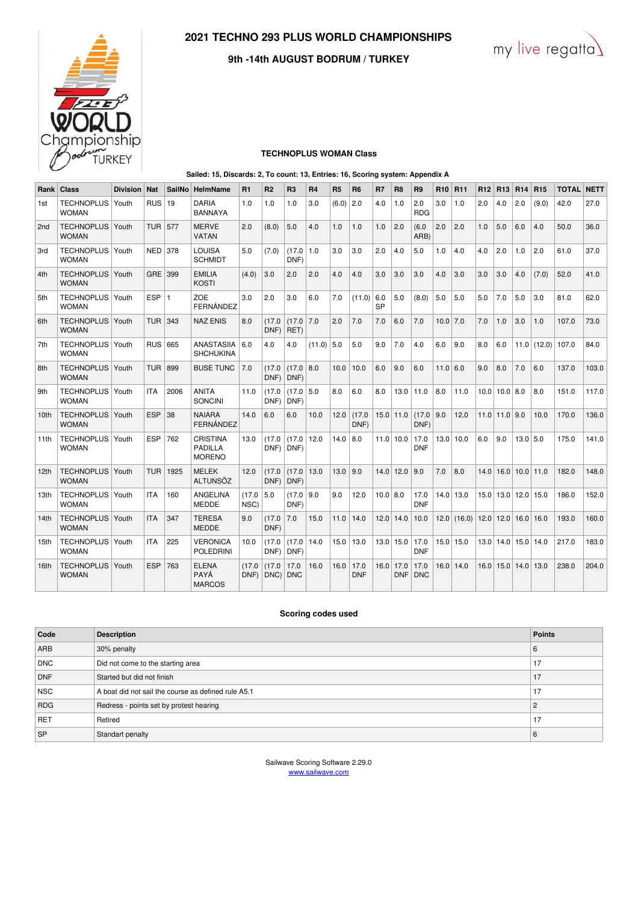# 2021 TECHNO 293 PLUS WORLD CHAMPIONSHIPS

### 9th -14th AUGUST BODRUM / TURKEY

my live regatta

### TECHNOPLUS WOMAN Class

Sailed: 15, Discards: 2, To count: 13, Entries: 16, Scoring system: Appendix A

| Rank | Class | Division | Nat | SailNo | HelmName | R1 | R2 | R3 | R4 | R5 | R6 | R7 | R8 | R9 | R10 | R11 | R12 | R13 | R14 | R15 | TOTAL | NETT |
|---|---|---|---|---|---|---|---|---|---|---|---|---|---|---|---|---|---|---|---|---|---|---|
| 1st | TECHNOPLUS WOMAN | Youth | RUS | 19 | DARIA BANNAYA | 1.0 | 1.0 | 1.0 | 3.0 | (6.0) | 2.0 | 4.0 | 1.0 | 2.0 RDG | 3.0 | 1.0 | 2.0 | 4.0 | 2.0 | (9.0) | 42.0 | 27.0 |
| 2nd | TECHNOPLUS WOMAN | Youth | TUR | 577 | MERVE VATAN | 2.0 | (8.0) | 5.0 | 4.0 | 1.0 | 1.0 | 1.0 | 2.0 | (6.0 ARB) | 2.0 | 2.0 | 1.0 | 5.0 | 6.0 | 4.0 | 50.0 | 36.0 |
| 3rd | TECHNOPLUS WOMAN | Youth | NED | 378 | LOUISA SCHMIDT | 5.0 | (7.0) | (17.0 DNF) | 1.0 | 3.0 | 3.0 | 2.0 | 4.0 | 5.0 | 1.0 | 4.0 | 4.0 | 2.0 | 1.0 | 2.0 | 61.0 | 37.0 |
| 4th | TECHNOPLUS WOMAN | Youth | GRE | 399 | EMILIA KOSTI | (4.0) | 3.0 | 2.0 | 2.0 | 4.0 | 4.0 | 3.0 | 3.0 | 3.0 | 4.0 | 3.0 | 3.0 | 3.0 | 4.0 | (7.0) | 52.0 | 41.0 |
| 5th | TECHNOPLUS WOMAN | Youth | ESP | 1 | ZOE FERNÁNDEZ | 3.0 | 2.0 | 3.0 | 6.0 | 7.0 | (11.0) | 6.0 SP | 5.0 | (8.0) | 5.0 | 5.0 | 5.0 | 7.0 | 5.0 | 3.0 | 81.0 | 62.0 |
| 6th | TECHNOPLUS WOMAN | Youth | TUR | 343 | NAZ ENIS | 8.0 | (17.0 DNF) | (17.0 RET) | 7.0 | 2.0 | 7.0 | 7.0 | 6.0 | 7.0 | 10.0 | 7.0 | 7.0 | 1.0 | 3.0 | 1.0 | 107.0 | 73.0 |
| 7th | TECHNOPLUS WOMAN | Youth | RUS | 665 | ANASTASIIA SHCHUKINA | 6.0 | 4.0 | 4.0 | (11.0) | 5.0 | 5.0 | 9.0 | 7.0 | 4.0 | 6.0 | 9.0 | 8.0 | 6.0 | 11.0 | (12.0) | 107.0 | 84.0 |
| 8th | TECHNOPLUS WOMAN | Youth | TUR | 899 | BUSE TUNC | 7.0 | (17.0 DNF) | (17.0 DNF) | 8.0 | 10.0 | 10.0 | 6.0 | 9.0 | 6.0 | 11.0 | 6.0 | 9.0 | 8.0 | 7.0 | 6.0 | 137.0 | 103.0 |
| 9th | TECHNOPLUS WOMAN | Youth | ITA | 2006 | ANITA SONCINI | 11.0 | (17.0 DNF) | (17.0 DNF) | 5.0 | 8.0 | 6.0 | 8.0 | 13.0 | 11.0 | 8.0 | 11.0 | 10.0 | 10.0 | 8.0 | 8.0 | 151.0 | 117.0 |
| 10th | TECHNOPLUS WOMAN | Youth | ESP | 38 | NAIARA FERNÁNDEZ | 14.0 | 6.0 | 6.0 | 10.0 | 12.0 | (17.0 DNF) | 15.0 | 11.0 | (17.0 DNF) | 9.0 | 12.0 | 11.0 | 11.0 | 9.0 | 10.0 | 170.0 | 136.0 |
| 11th | TECHNOPLUS WOMAN | Youth | ESP | 762 | CRISTINA PADILLA MORENO | 13.0 | (17.0 DNF) | (17.0 DNF) | 12.0 | 14.0 | 8.0 | 11.0 | 10.0 | 17.0 DNF | 13.0 | 10.0 | 6.0 | 9.0 | 13.0 | 5.0 | 175.0 | 141.0 |
| 12th | TECHNOPLUS WOMAN | Youth | TUR | 1925 | MELEK ALTUNSÖZ | 12.0 | (17.0 DNF) | (17.0 DNF) | 13.0 | 13.0 | 9.0 | 14.0 | 12.0 | 9.0 | 7.0 | 8.0 | 14.0 | 16.0 | 10.0 | 11.0 | 182.0 | 148.0 |
| 13th | TECHNOPLUS WOMAN | Youth | ITA | 160 | ANGELINA MEDDE | (17.0 NSC) | 5.0 | (17.0 DNF) | 9.0 | 9.0 | 12.0 | 10.0 | 8.0 | 17.0 DNF | 14.0 | 13.0 | 15.0 | 13.0 | 12.0 | 15.0 | 186.0 | 152.0 |
| 14th | TECHNOPLUS WOMAN | Youth | ITA | 347 | TERESA MEDDE | 9.0 | (17.0 DNF) | 7.0 | 15.0 | 11.0 | 14.0 | 12.0 | 14.0 | 10.0 | 12.0 | (16.0) | 12.0 | 12.0 | 16.0 | 16.0 | 193.0 | 160.0 |
| 15th | TECHNOPLUS WOMAN | Youth | ITA | 225 | VERONICA POLEDRINI | 10.0 | (17.0 DNF) | (17.0 DNF) | 14.0 | 15.0 | 13.0 | 13.0 | 15.0 | 17.0 DNF | 15.0 | 15.0 | 13.0 | 14.0 | 15.0 | 14.0 | 217.0 | 183.0 |
| 16th | TECHNOPLUS WOMAN | Youth | ESP | 763 | ELENA PAYÁ MARCOS | (17.0 DNF) | (17.0 DNC) | 17.0 DNC | 16.0 | 16.0 | 17.0 DNF | 16.0 | 17.0 DNF | 17.0 DNC | 16.0 | 14.0 | 16.0 | 15.0 | 14.0 | 13.0 | 238.0 | 204.0 |

### Scoring codes used

| Code | Description | Points |
|---|---|---|
| ARB | 30% penalty | 6 |
| DNC | Did not come to the starting area | 17 |
| DNF | Started but did not finish | 17 |
| NSC | A boat did not sail the course as defined rule A5.1 | 17 |
| RDG | Redress - points set by protest hearing | 2 |
| RET | Retired | 17 |
| SP | Standart penalty | 6 |

Sailwave Scoring Software 2.29.0
www.sailwave.com